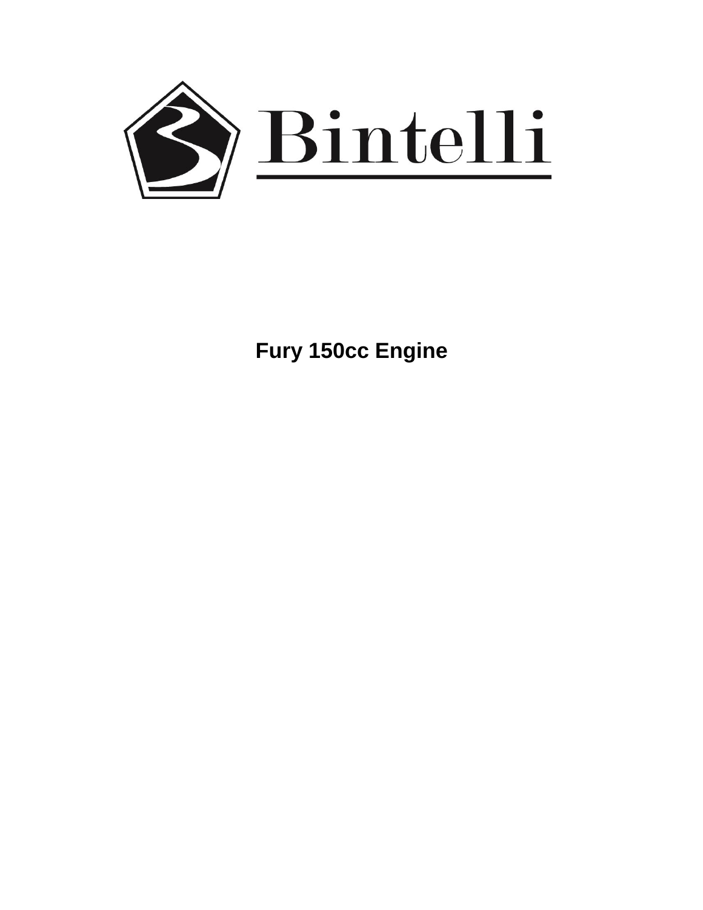# Bintelli

## Fury 150cc Engine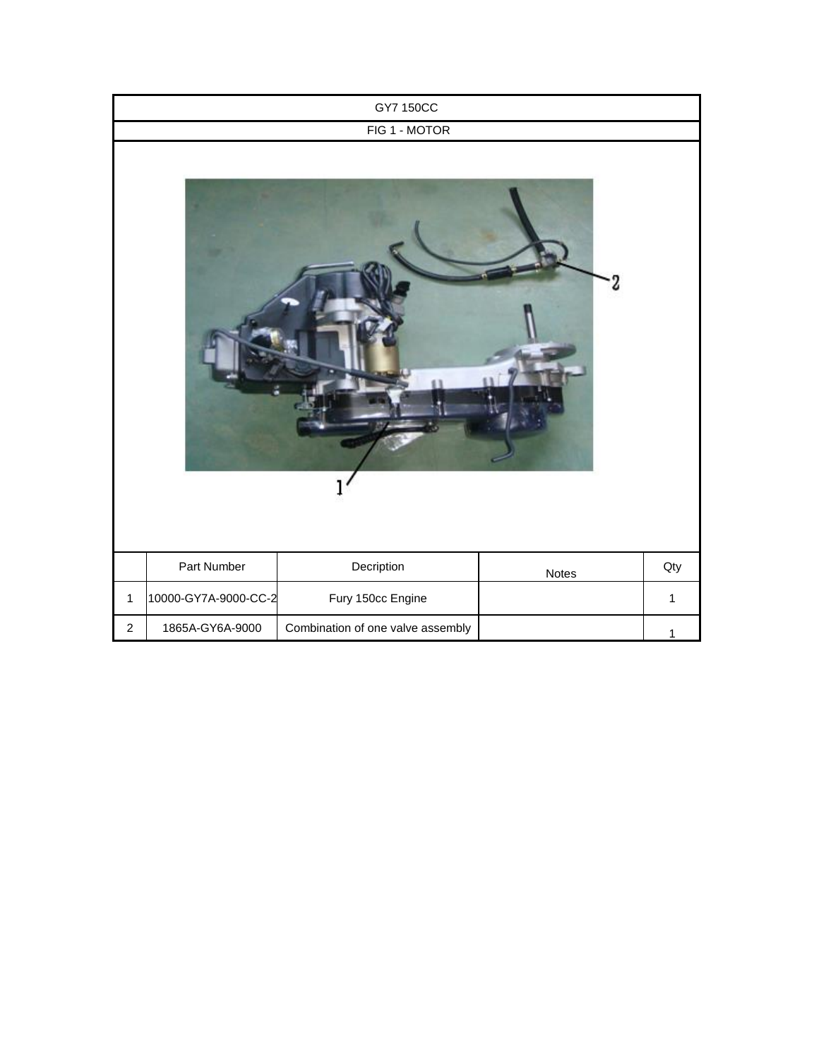# GY7 150CC

## FIG 1 - MOTOR

| | Part Number | Decription | Notes | Qty |
|---|---|---|---|---|
| 1 | 10000-GY7A-9000-CC-2 | Fury 150cc Engine | | 1 |
| 2 | 1865A-GY6A-9000 | Combination of one valve assembly | | 1 |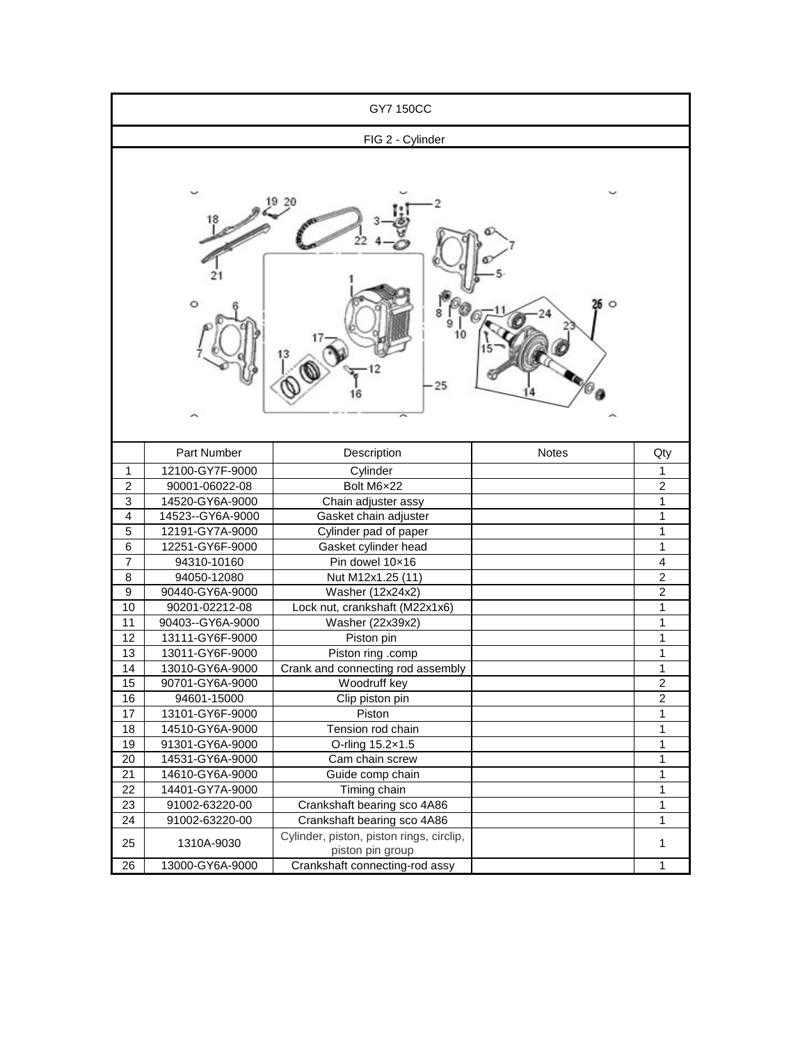# GY7 150CC

## FIG 2 - Cylinder

| | Part Number | Description | Notes | Qty |
|---|---|---|---|---|
| 1 | 12100-GY7F-9000 | Cylinder | | 1 |
| 2 | 90001-06022-08 | Bolt M6×22 | | 2 |
| 3 | 14520-GY6A-9000 | Chain adjuster assy | | 1 |
| 4 | 14523--GY6A-9000 | Gasket chain adjuster | | 1 |
| 5 | 12191-GY7A-9000 | Cylinder pad of paper | | 1 |
| 6 | 12251-GY6F-9000 | Gasket cylinder head | | 1 |
| 7 | 94310-10160 | Pin dowel 10×16 | | 4 |
| 8 | 94050-12080 | Nut M12x1.25 (11) | | 2 |
| 9 | 90440-GY6A-9000 | Washer (12x24x2) | | 2 |
| 10 | 90201-02212-08 | Lock nut, crankshaft (M22x1x6) | | 1 |
| 11 | 90403--GY6A-9000 | Washer (22x39x2) | | 1 |
| 12 | 13111-GY6F-9000 | Piston pin | | 1 |
| 13 | 13011-GY6F-9000 | Piston ring .comp | | 1 |
| 14 | 13010-GY6A-9000 | Crank and connecting rod assembly | | 1 |
| 15 | 90701-GY6A-9000 | Woodruff key | | 2 |
| 16 | 94601-15000 | Clip piston pin | | 2 |
| 17 | 13101-GY6F-9000 | Piston | | 1 |
| 18 | 14510-GY6A-9000 | Tension rod chain | | 1 |
| 19 | 91301-GY6A-9000 | O-rling 15.2×1.5 | | 1 |
| 20 | 14531-GY6A-9000 | Cam chain screw | | 1 |
| 21 | 14610-GY6A-9000 | Guide comp chain | | 1 |
| 22 | 14401-GY7A-9000 | Timing chain | | 1 |
| 23 | 91002-63220-00 | Crankshaft bearing sco 4A86 | | 1 |
| 24 | 91002-63220-00 | Crankshaft bearing sco 4A86 | | 1 |
| 25 | 1310A-9030 | Cylinder, piston, piston rings, circlip, piston pin group | | 1 |
| 26 | 13000-GY6A-9000 | Crankshaft connecting-rod assy | | 1 |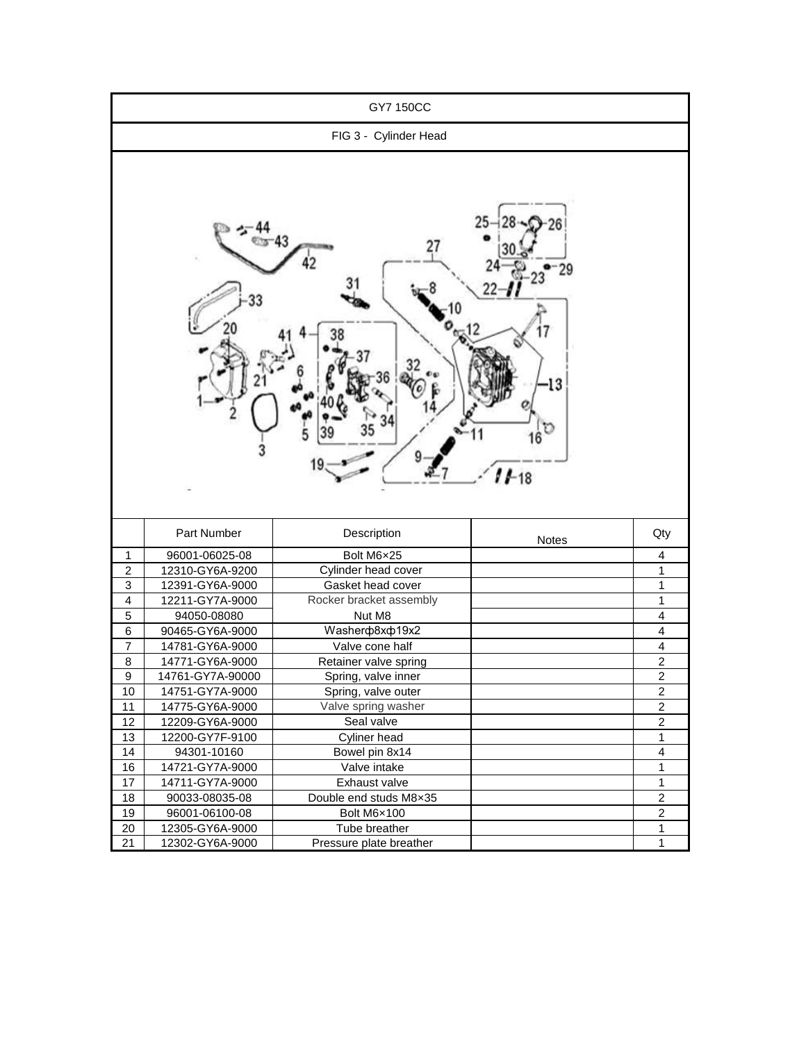GY7 150CC

FIG 3 - Cylinder Head

| | Part Number | Description | Notes | Qty |
|---|---|---|---|---|
| 1 | 96001-06025-08 | Bolt M6×25 | | 4 |
| 2 | 12310-GY6A-9200 | Cylinder head cover | | 1 |
| 3 | 12391-GY6A-9000 | Gasket head cover | | 1 |
| 4 | 12211-GY7A-9000 | Rocker bracket assembly | | 1 |
| 5 | 94050-08080 | Nut M8 | | 4 |
| 6 | 90465-GY6A-9000 | Washerφ8xφ19x2 | | 4 |
| 7 | 14781-GY6A-9000 | Valve cone half | | 4 |
| 8 | 14771-GY6A-9000 | Retainer valve spring | | 2 |
| 9 | 14761-GY7A-90000 | Spring, valve inner | | 2 |
| 10 | 14751-GY7A-9000 | Spring, valve outer | | 2 |
| 11 | 14775-GY6A-9000 | Valve spring washer | | 2 |
| 12 | 12209-GY6A-9000 | Seal valve | | 2 |
| 13 | 12200-GY7F-9100 | Cyliner head | | 1 |
| 14 | 94301-10160 | Bowel pin 8x14 | | 4 |
| 16 | 14721-GY7A-9000 | Valve intake | | 1 |
| 17 | 14711-GY7A-9000 | Exhaust valve | | 1 |
| 18 | 90033-08035-08 | Double end studs M8×35 | | 2 |
| 19 | 96001-06100-08 | Bolt M6×100 | | 2 |
| 20 | 12305-GY6A-9000 | Tube breather | | 1 |
| 21 | 12302-GY6A-9000 | Pressure plate breather | | 1 |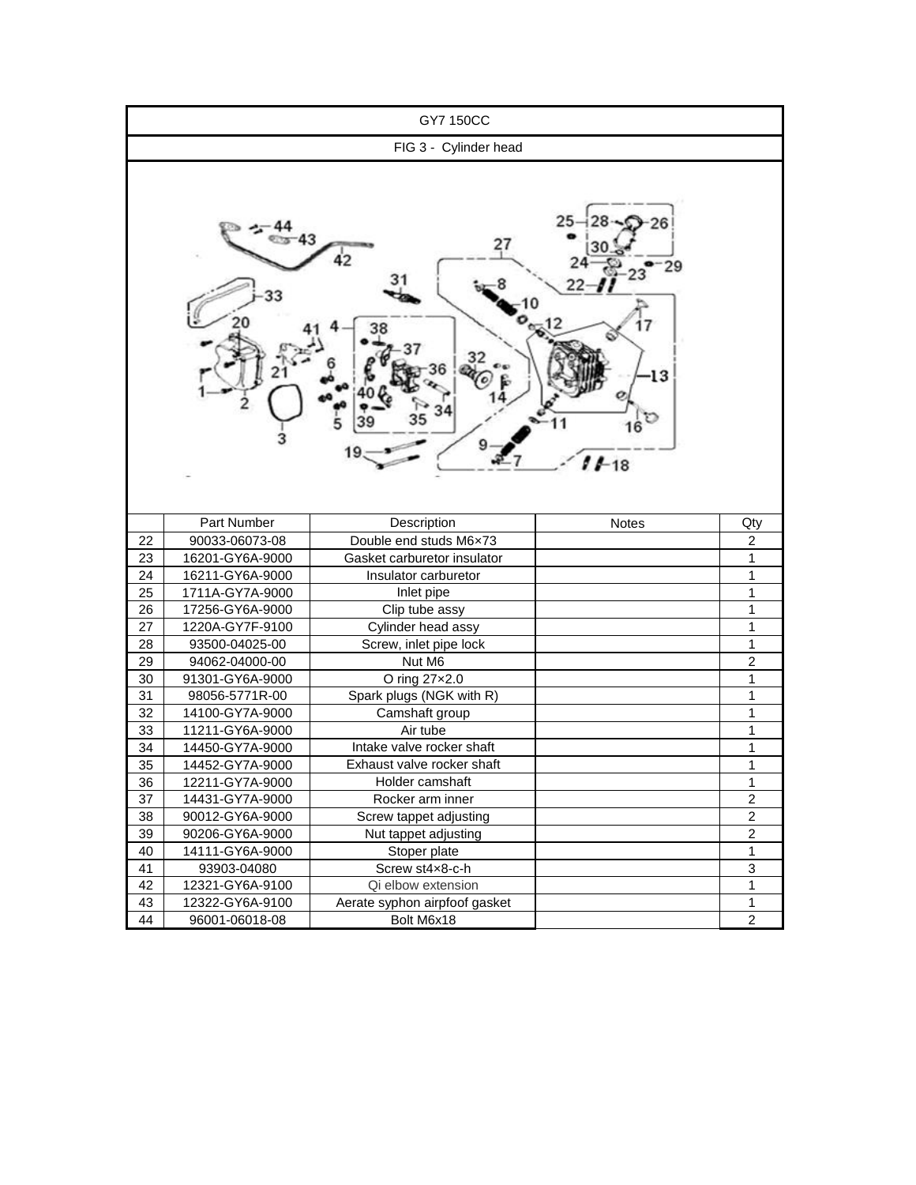# GY7 150CC

## FIG 3 - Cylinder head

| | Part Number | Description | Notes | Qty |
|---|---|---|---|---|
| 22 | 90033-06073-08 | Double end studs M6×73 | | 2 |
| 23 | 16201-GY6A-9000 | Gasket carburetor insulator | | 1 |
| 24 | 16211-GY6A-9000 | Insulator carburetor | | 1 |
| 25 | 1711A-GY7A-9000 | Inlet pipe | | 1 |
| 26 | 17256-GY6A-9000 | Clip tube assy | | 1 |
| 27 | 1220A-GY7F-9100 | Cylinder head assy | | 1 |
| 28 | 93500-04025-00 | Screw, inlet pipe lock | | 1 |
| 29 | 94062-04000-00 | Nut M6 | | 2 |
| 30 | 91301-GY6A-9000 | O ring 27×2.0 | | 1 |
| 31 | 98056-5771R-00 | Spark plugs (NGK with R) | | 1 |
| 32 | 14100-GY7A-9000 | Camshaft group | | 1 |
| 33 | 11211-GY6A-9000 | Air tube | | 1 |
| 34 | 14450-GY7A-9000 | Intake valve rocker shaft | | 1 |
| 35 | 14452-GY7A-9000 | Exhaust valve rocker shaft | | 1 |
| 36 | 12211-GY7A-9000 | Holder camshaft | | 1 |
| 37 | 14431-GY7A-9000 | Rocker arm inner | | 2 |
| 38 | 90012-GY6A-9000 | Screw tappet adjusting | | 2 |
| 39 | 90206-GY6A-9000 | Nut tappet adjusting | | 2 |
| 40 | 14111-GY6A-9000 | Stoper plate | | 1 |
| 41 | 93903-04080 | Screw st4×8-c-h | | 3 |
| 42 | 12321-GY6A-9100 | Qi elbow extension | | 1 |
| 43 | 12322-GY6A-9100 | Aerate syphon airpfoof gasket | | 1 |
| 44 | 96001-06018-08 | Bolt M6x18 | | 2 |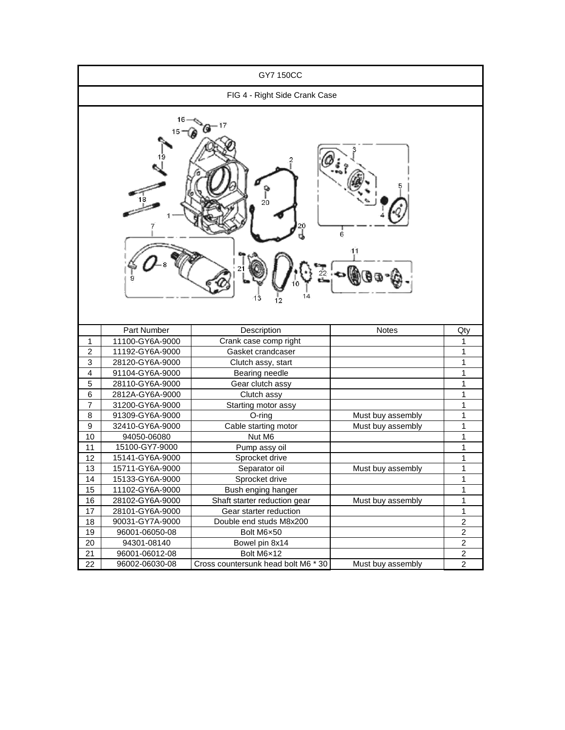# GY7 150CC

## FIG 4 - Right Side Crank Case

| | Part Number | Description | Notes | Qty |
|---|---|---|---|---|
| 1 | 11100-GY6A-9000 | Crank case comp right | | 1 |
| 2 | 11192-GY6A-9000 | Gasket crandcaser | | 1 |
| 3 | 28120-GY6A-9000 | Clutch assy, start | | 1 |
| 4 | 91104-GY6A-9000 | Bearing needle | | 1 |
| 5 | 28110-GY6A-9000 | Gear clutch assy | | 1 |
| 6 | 2812A-GY6A-9000 | Clutch assy | | 1 |
| 7 | 31200-GY6A-9000 | Starting motor assy | | 1 |
| 8 | 91309-GY6A-9000 | O-ring | Must buy assembly | 1 |
| 9 | 32410-GY6A-9000 | Cable starting motor | Must buy assembly | 1 |
| 10 | 94050-06080 | Nut M6 | | 1 |
| 11 | 15100-GY7-9000 | Pump assy oil | | 1 |
| 12 | 15141-GY6A-9000 | Sprocket drive | | 1 |
| 13 | 15711-GY6A-9000 | Separator oil | Must buy assembly | 1 |
| 14 | 15133-GY6A-9000 | Sprocket drive | | 1 |
| 15 | 11102-GY6A-9000 | Bush enging hanger | | 1 |
| 16 | 28102-GY6A-9000 | Shaft starter reduction gear | Must buy assembly | 1 |
| 17 | 28101-GY6A-9000 | Gear starter reduction | | 1 |
| 18 | 90031-GY7A-9000 | Double end studs M8x200 | | 2 |
| 19 | 96001-06050-08 | Bolt M6×50 | | 2 |
| 20 | 94301-08140 | Bowel pin 8x14 | | 2 |
| 21 | 96001-06012-08 | Bolt M6×12 | | 2 |
| 22 | 96002-06030-08 | Cross countersunk head bolt M6 * 30 | Must buy assembly | 2 |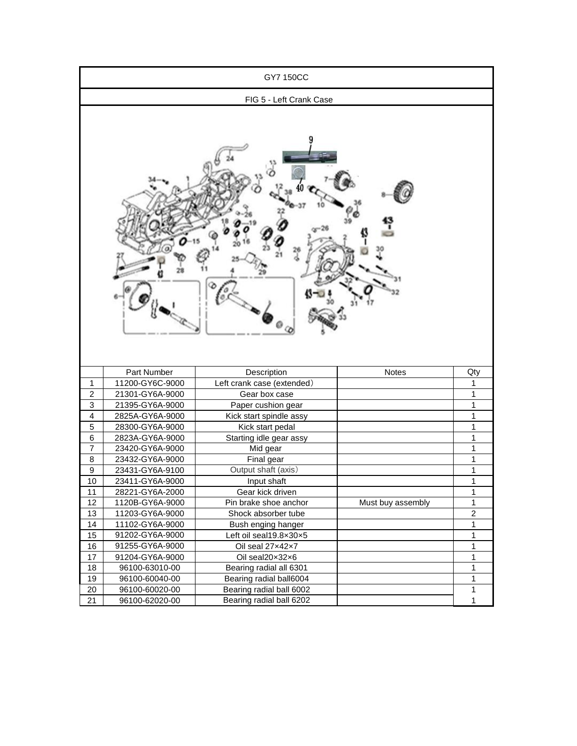GY7 150CC

FIG 5 - Left Crank Case

| | Part Number | Description | Notes | Qty |
|---|---|---|---|---|
| 1 | 11200-GY6C-9000 | Left crank case (extended) | | 1 |
| 2 | 21301-GY6A-9000 | Gear box case | | 1 |
| 3 | 21395-GY6A-9000 | Paper cushion gear | | 1 |
| 4 | 2825A-GY6A-9000 | Kick start spindle assy | | 1 |
| 5 | 28300-GY6A-9000 | Kick start pedal | | 1 |
| 6 | 2823A-GY6A-9000 | Starting idle gear assy | | 1 |
| 7 | 23420-GY6A-9000 | Mid gear | | 1 |
| 8 | 23432-GY6A-9000 | Final gear | | 1 |
| 9 | 23431-GY6A-9100 | Output shaft (axis) | | 1 |
| 10 | 23411-GY6A-9000 | Input shaft | | 1 |
| 11 | 28221-GY6A-2000 | Gear kick driven | | 1 |
| 12 | 1120B-GY6A-9000 | Pin brake shoe anchor | Must buy assembly | 1 |
| 13 | 11203-GY6A-9000 | Shock absorber tube | | 2 |
| 14 | 11102-GY6A-9000 | Bush enging hanger | | 1 |
| 15 | 91202-GY6A-9000 | Left oil seal19.8×30×5 | | 1 |
| 16 | 91255-GY6A-9000 | Oil seal 27×42×7 | | 1 |
| 17 | 91204-GY6A-9000 | Oil seal20×32×6 | | 1 |
| 18 | 96100-63010-00 | Bearing radial all 6301 | | 1 |
| 19 | 96100-60040-00 | Bearing radial ball6004 | | 1 |
| 20 | 96100-60020-00 | Bearing radial ball 6002 | | 1 |
| 21 | 96100-62020-00 | Bearing radial ball 6202 | | 1 |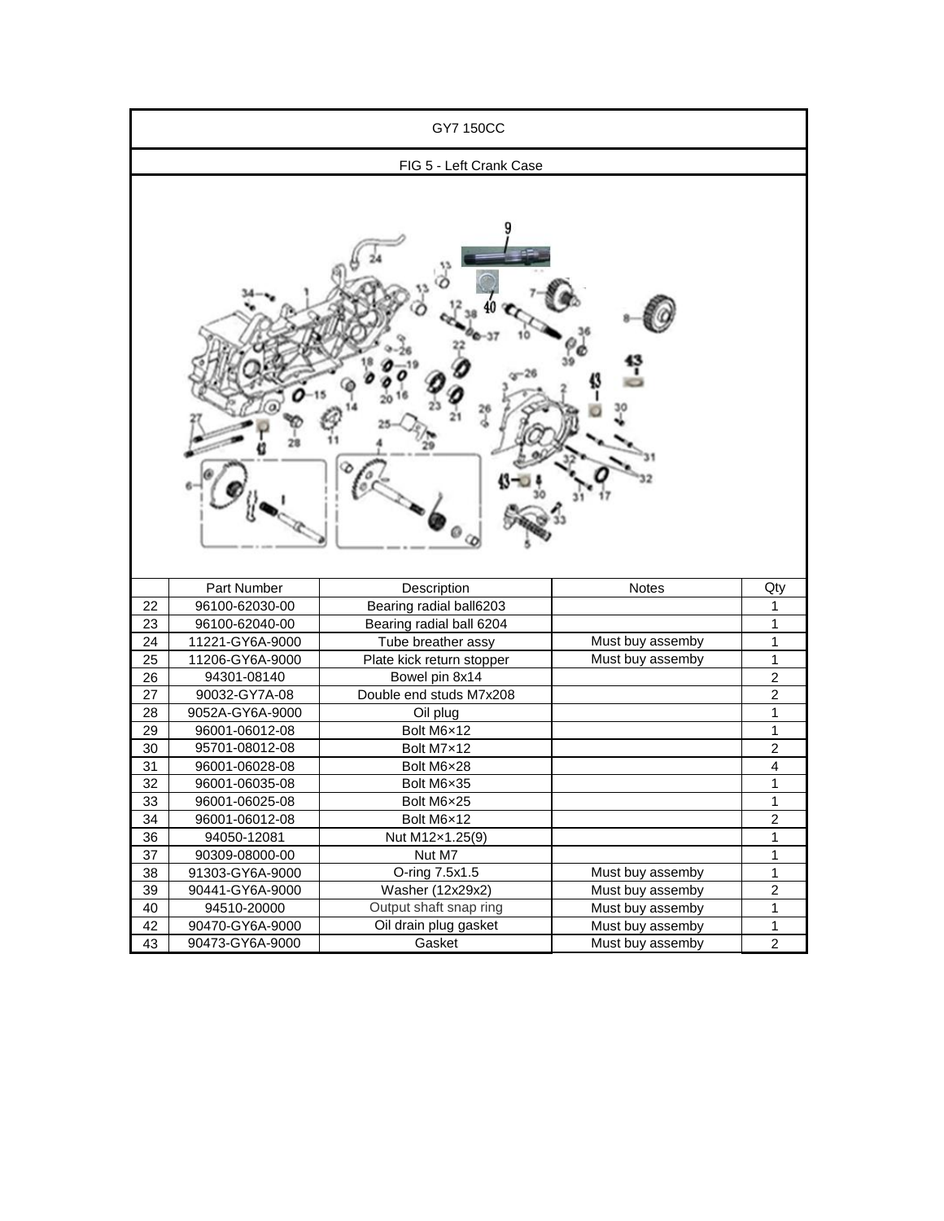GY7 150CC

FIG 5 - Left Crank Case

| | Part Number | Description | Notes | Qty |
|---|---|---|---|---|
| 22 | 96100-62030-00 | Bearing radial ball6203 | | 1 |
| 23 | 96100-62040-00 | Bearing radial ball 6204 | | 1 |
| 24 | 11221-GY6A-9000 | Tube breather assy | Must buy assemby | 1 |
| 25 | 11206-GY6A-9000 | Plate kick return stopper | Must buy assemby | 1 |
| 26 | 94301-08140 | Bowel pin 8x14 | | 2 |
| 27 | 90032-GY7A-08 | Double end studs M7x208 | | 2 |
| 28 | 9052A-GY6A-9000 | Oil plug | | 1 |
| 29 | 96001-06012-08 | Bolt M6×12 | | 1 |
| 30 | 95701-08012-08 | Bolt M7×12 | | 2 |
| 31 | 96001-06028-08 | Bolt M6×28 | | 4 |
| 32 | 96001-06035-08 | Bolt M6×35 | | 1 |
| 33 | 96001-06025-08 | Bolt M6×25 | | 1 |
| 34 | 96001-06012-08 | Bolt M6×12 | | 2 |
| 36 | 94050-12081 | Nut M12×1.25(9) | | 1 |
| 37 | 90309-08000-00 | Nut M7 | | 1 |
| 38 | 91303-GY6A-9000 | O-ring 7.5x1.5 | Must buy assemby | 1 |
| 39 | 90441-GY6A-9000 | Washer (12x29x2) | Must buy assemby | 2 |
| 40 | 94510-20000 | Output shaft snap ring | Must buy assemby | 1 |
| 42 | 90470-GY6A-9000 | Oil drain plug gasket | Must buy assemby | 1 |
| 43 | 90473-GY6A-9000 | Gasket | Must buy assemby | 2 |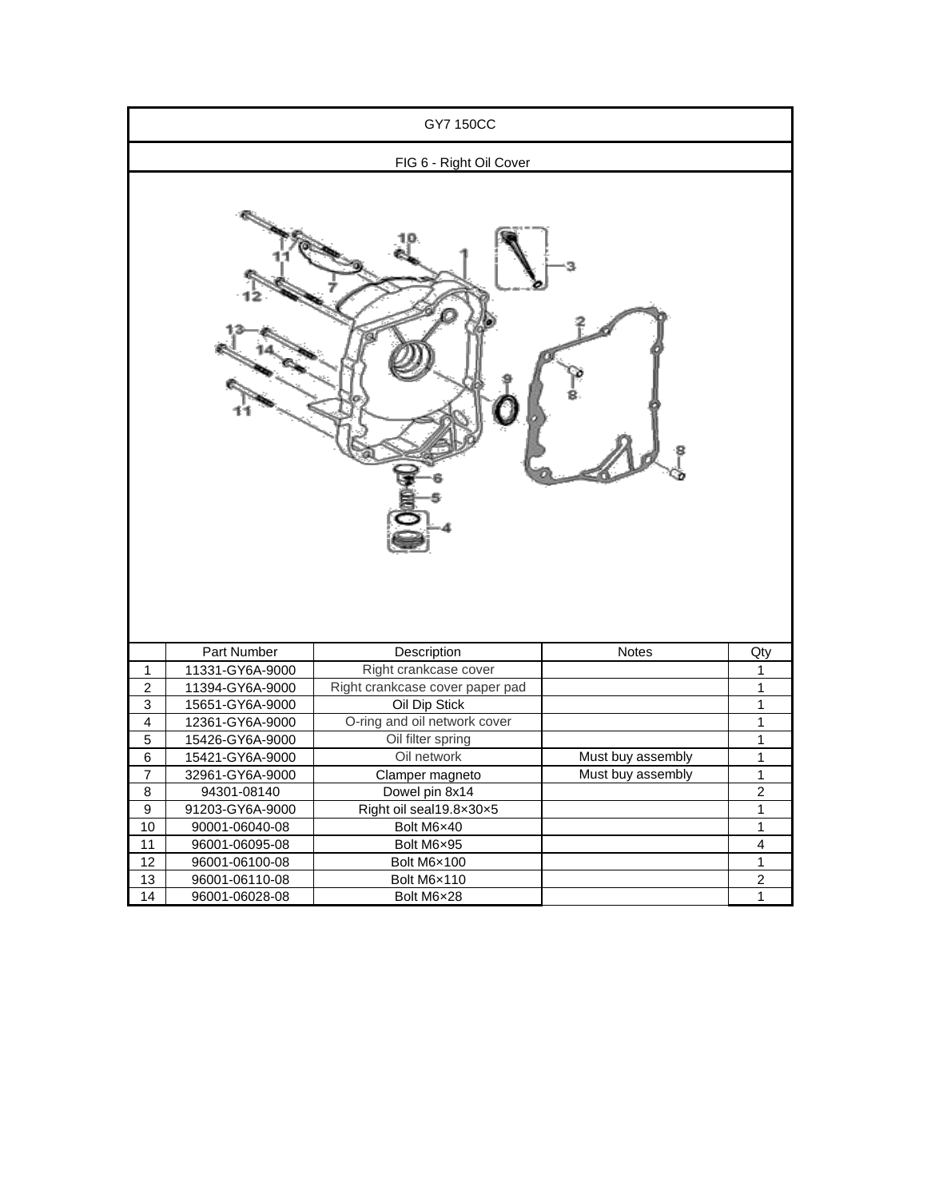# GY7 150CC

## FIG 6 - Right Oil Cover

| | Part Number | Description | Notes | Qty |
|---|---|---|---|---|
| 1 | 11331-GY6A-9000 | Right crankcase cover | | 1 |
| 2 | 11394-GY6A-9000 | Right crankcase cover paper pad | | 1 |
| 3 | 15651-GY6A-9000 | Oil Dip Stick | | 1 |
| 4 | 12361-GY6A-9000 | O-ring and oil network cover | | 1 |
| 5 | 15426-GY6A-9000 | Oil filter spring | | 1 |
| 6 | 15421-GY6A-9000 | Oil network | Must buy assembly | 1 |
| 7 | 32961-GY6A-9000 | Clamper magneto | Must buy assembly | 1 |
| 8 | 94301-08140 | Dowel pin 8x14 | | 2 |
| 9 | 91203-GY6A-9000 | Right oil seal19.8×30×5 | | 1 |
| 10 | 90001-06040-08 | Bolt M6×40 | | 1 |
| 11 | 96001-06095-08 | Bolt M6×95 | | 4 |
| 12 | 96001-06100-08 | Bolt M6×100 | | 1 |
| 13 | 96001-06110-08 | Bolt M6×110 | | 2 |
| 14 | 96001-06028-08 | Bolt M6×28 | | 1 |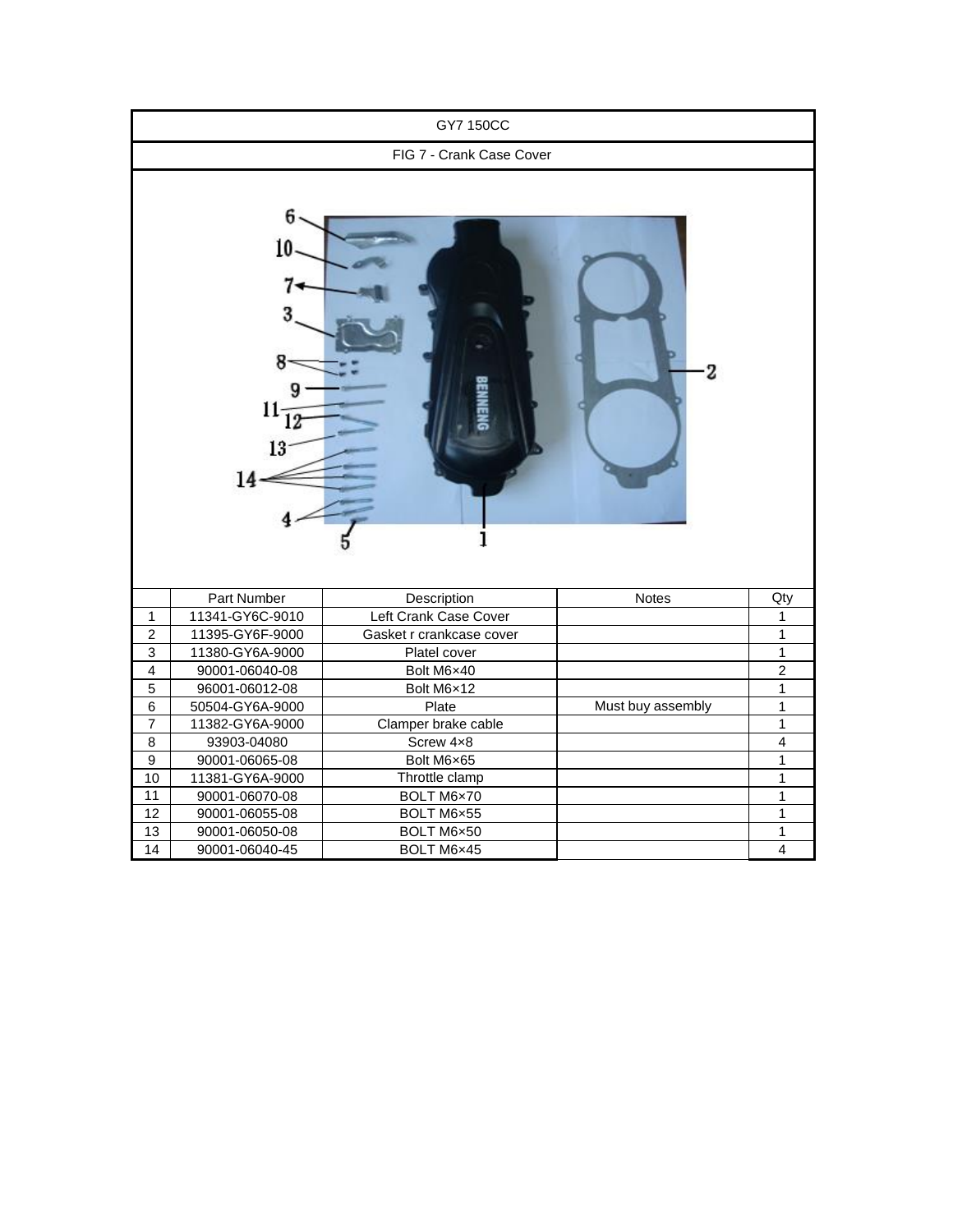# GY7 150CC

## FIG 7 - Crank Case Cover

| | Part Number | Description | Notes | Qty |
|---|---|---|---|---|
| 1 | 11341-GY6C-9010 | Left Crank Case Cover | | 1 |
| 2 | 11395-GY6F-9000 | Gasket r crankcase cover | | 1 |
| 3 | 11380-GY6A-9000 | Platel cover | | 1 |
| 4 | 90001-06040-08 | Bolt M6×40 | | 2 |
| 5 | 96001-06012-08 | Bolt M6×12 | | 1 |
| 6 | 50504-GY6A-9000 | Plate | Must buy assembly | 1 |
| 7 | 11382-GY6A-9000 | Clamper brake cable | | 1 |
| 8 | 93903-04080 | Screw 4×8 | | 4 |
| 9 | 90001-06065-08 | Bolt M6×65 | | 1 |
| 10 | 11381-GY6A-9000 | Throttle clamp | | 1 |
| 11 | 90001-06070-08 | BOLT M6×70 | | 1 |
| 12 | 90001-06055-08 | BOLT M6×55 | | 1 |
| 13 | 90001-06050-08 | BOLT M6×50 | | 1 |
| 14 | 90001-06040-45 | BOLT M6×45 | | 4 |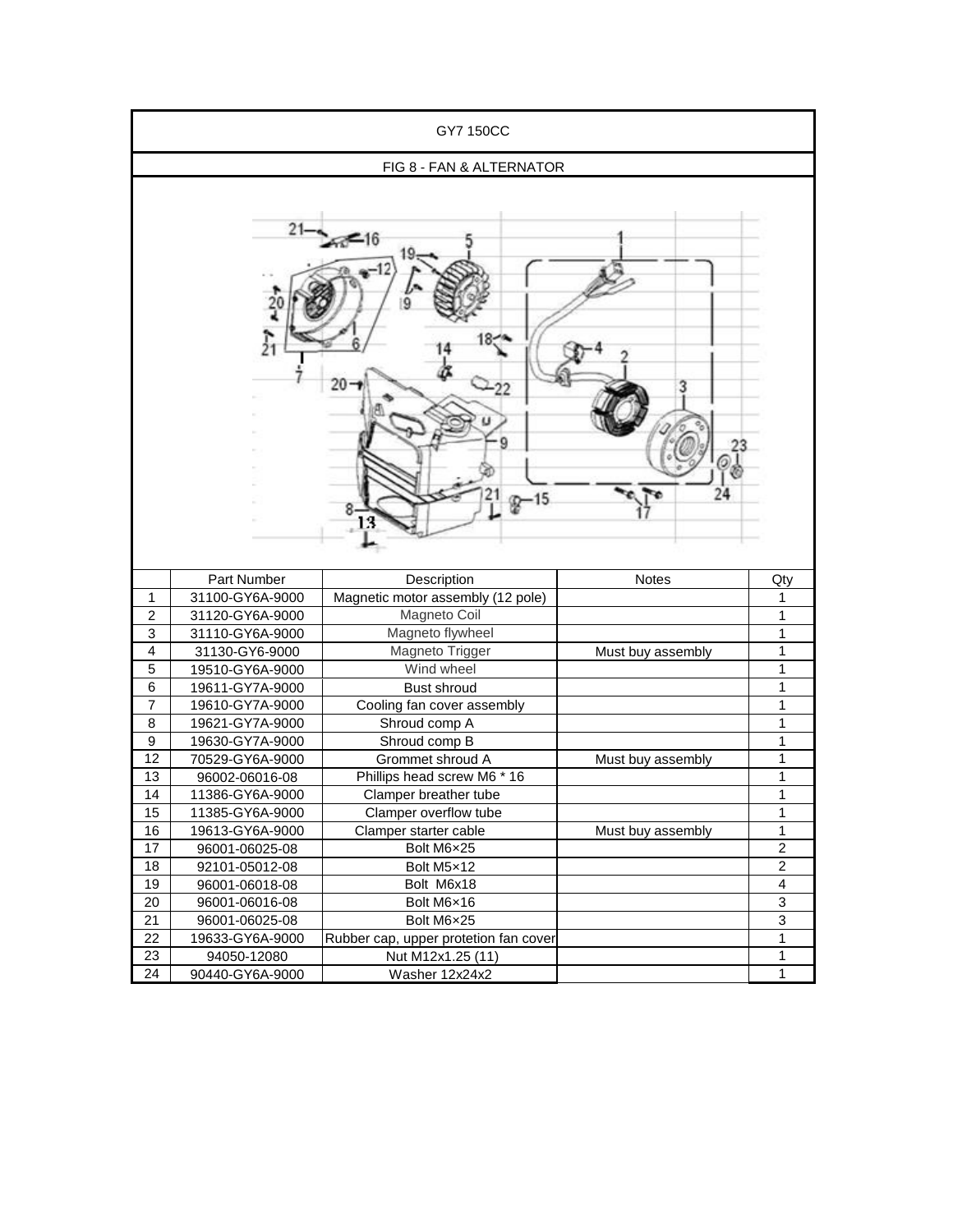# GY7 150CC

## FIG 8 - FAN & ALTERNATOR

|  | Part Number | Description | Notes | Qty |
|---|---|---|---|---|
| 1 | 31100-GY6A-9000 | Magnetic motor assembly (12 pole) |  | 1 |
| 2 | 31120-GY6A-9000 | Magneto Coil |  | 1 |
| 3 | 31110-GY6A-9000 | Magneto flywheel |  | 1 |
| 4 | 31130-GY6-9000 | Magneto Trigger | Must buy assembly | 1 |
| 5 | 19510-GY6A-9000 | Wind wheel |  | 1 |
| 6 | 19611-GY7A-9000 | Bust shroud |  | 1 |
| 7 | 19610-GY7A-9000 | Cooling fan cover assembly |  | 1 |
| 8 | 19621-GY7A-9000 | Shroud comp A |  | 1 |
| 9 | 19630-GY7A-9000 | Shroud comp B |  | 1 |
| 12 | 70529-GY6A-9000 | Grommet shroud A | Must buy assembly | 1 |
| 13 | 96002-06016-08 | Phillips head screw M6 * 16 |  | 1 |
| 14 | 11386-GY6A-9000 | Clamper breather tube |  | 1 |
| 15 | 11385-GY6A-9000 | Clamper overflow tube |  | 1 |
| 16 | 19613-GY6A-9000 | Clamper starter cable | Must buy assembly | 1 |
| 17 | 96001-06025-08 | Bolt M6×25 |  | 2 |
| 18 | 92101-05012-08 | Bolt M5×12 |  | 2 |
| 19 | 96001-06018-08 | Bolt M6x18 |  | 4 |
| 20 | 96001-06016-08 | Bolt M6×16 |  | 3 |
| 21 | 96001-06025-08 | Bolt M6×25 |  | 3 |
| 22 | 19633-GY6A-9000 | Rubber cap, upper protetion fan cover |  | 1 |
| 23 | 94050-12080 | Nut M12x1.25 (11) |  | 1 |
| 24 | 90440-GY6A-9000 | Washer 12x24x2 |  | 1 |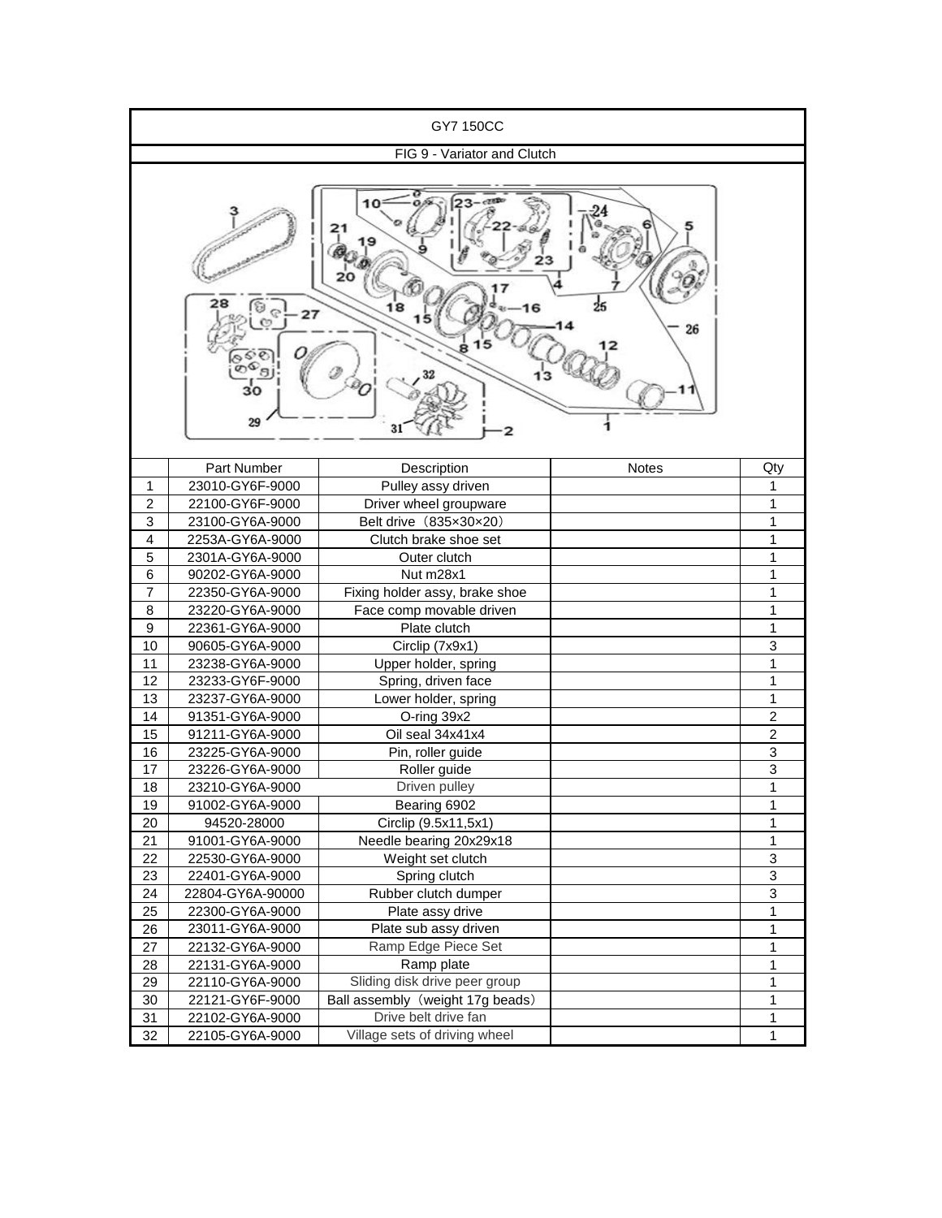## GY7 150CC

### FIG 9 - Variator and Clutch

|  | Part Number | Description | Notes | Qty |
|---|---|---|---|---|
| 1 | 23010-GY6F-9000 | Pulley assy driven |  | 1 |
| 2 | 22100-GY6F-9000 | Driver wheel groupware |  | 1 |
| 3 | 23100-GY6A-9000 | Belt drive（835×30×20） |  | 1 |
| 4 | 2253A-GY6A-9000 | Clutch brake shoe set |  | 1 |
| 5 | 2301A-GY6A-9000 | Outer clutch |  | 1 |
| 6 | 90202-GY6A-9000 | Nut m28x1 |  | 1 |
| 7 | 22350-GY6A-9000 | Fixing holder assy, brake shoe |  | 1 |
| 8 | 23220-GY6A-9000 | Face comp movable driven |  | 1 |
| 9 | 22361-GY6A-9000 | Plate clutch |  | 1 |
| 10 | 90605-GY6A-9000 | Circlip (7x9x1) |  | 3 |
| 11 | 23238-GY6A-9000 | Upper holder, spring |  | 1 |
| 12 | 23233-GY6F-9000 | Spring, driven face |  | 1 |
| 13 | 23237-GY6A-9000 | Lower holder, spring |  | 1 |
| 14 | 91351-GY6A-9000 | O-ring 39x2 |  | 2 |
| 15 | 91211-GY6A-9000 | Oil seal 34x41x4 |  | 2 |
| 16 | 23225-GY6A-9000 | Pin, roller guide |  | 3 |
| 17 | 23226-GY6A-9000 | Roller guide |  | 3 |
| 18 | 23210-GY6A-9000 | Driven pulley |  | 1 |
| 19 | 91002-GY6A-9000 | Bearing 6902 |  | 1 |
| 20 | 94520-28000 | Circlip (9.5x11,5x1) |  | 1 |
| 21 | 91001-GY6A-9000 | Needle bearing 20x29x18 |  | 1 |
| 22 | 22530-GY6A-9000 | Weight set clutch |  | 3 |
| 23 | 22401-GY6A-9000 | Spring clutch |  | 3 |
| 24 | 22804-GY6A-90000 | Rubber clutch dumper |  | 3 |
| 25 | 22300-GY6A-9000 | Plate assy drive |  | 1 |
| 26 | 23011-GY6A-9000 | Plate sub assy driven |  | 1 |
| 27 | 22132-GY6A-9000 | Ramp Edge Piece Set |  | 1 |
| 28 | 22131-GY6A-9000 | Ramp plate |  | 1 |
| 29 | 22110-GY6A-9000 | Sliding disk drive peer group |  | 1 |
| 30 | 22121-GY6F-9000 | Ball assembly（weight 17g beads） |  | 1 |
| 31 | 22102-GY6A-9000 | Drive belt drive fan |  | 1 |
| 32 | 22105-GY6A-9000 | Village sets of driving wheel |  | 1 |